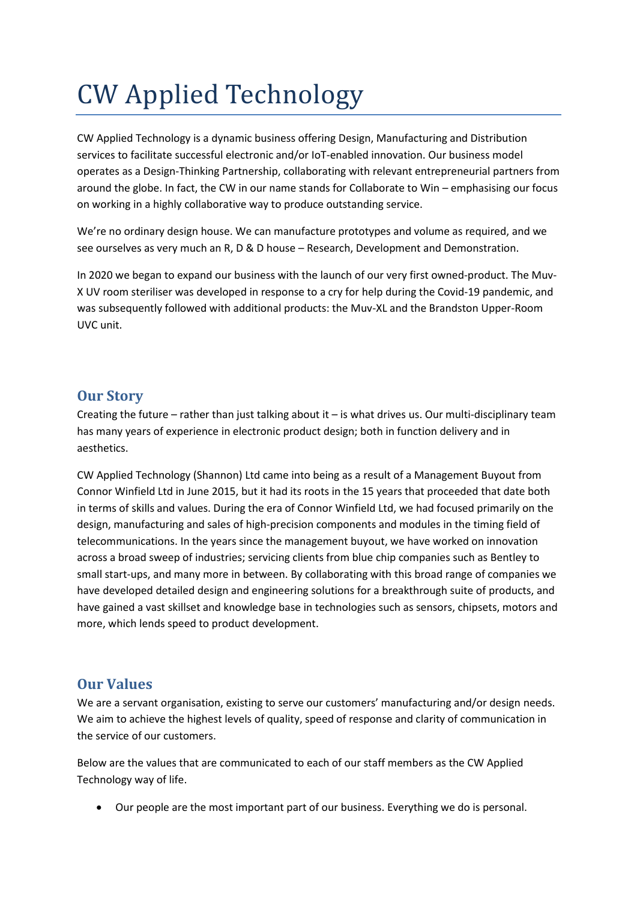# CW Applied Technology

CW Applied Technology is a dynamic business offering Design, Manufacturing and Distribution services to facilitate successful electronic and/or IoT-enabled innovation. Our business model operates as a Design-Thinking Partnership, collaborating with relevant entrepreneurial partners from around the globe. In fact, the CW in our name stands for Collaborate to Win – emphasising our focus on working in a highly collaborative way to produce outstanding service.

We're no ordinary design house. We can manufacture prototypes and volume as required, and we see ourselves as very much an R, D & D house – Research, Development and Demonstration.

In 2020 we began to expand our business with the launch of our very first owned-product. The Muv-X UV room steriliser was developed in response to a cry for help during the Covid-19 pandemic, and was subsequently followed with additional products: the Muv-XL and the Brandston Upper-Room UVC unit.

## Our Story

Creating the future – rather than just talking about it – is what drives us. Our multi-disciplinary team has many years of experience in electronic product design; both in function delivery and in aesthetics.

CW Applied Technology (Shannon) Ltd came into being as a result of a Management Buyout from Connor Winfield Ltd in June 2015, but it had its roots in the 15 years that proceeded that date both in terms of skills and values. During the era of Connor Winfield Ltd, we had focused primarily on the design, manufacturing and sales of high-precision components and modules in the timing field of telecommunications. In the years since the management buyout, we have worked on innovation across a broad sweep of industries; servicing clients from blue chip companies such as Bentley to small start-ups, and many more in between. By collaborating with this broad range of companies we have developed detailed design and engineering solutions for a breakthrough suite of products, and have gained a vast skillset and knowledge base in technologies such as sensors, chipsets, motors and more, which lends speed to product development.

## Our Values

We are a servant organisation, existing to serve our customers' manufacturing and/or design needs. We aim to achieve the highest levels of quality, speed of response and clarity of communication in the service of our customers.

Below are the values that are communicated to each of our staff members as the CW Applied Technology way of life.

- Our people are the most important part of our business. Everything we do is personal.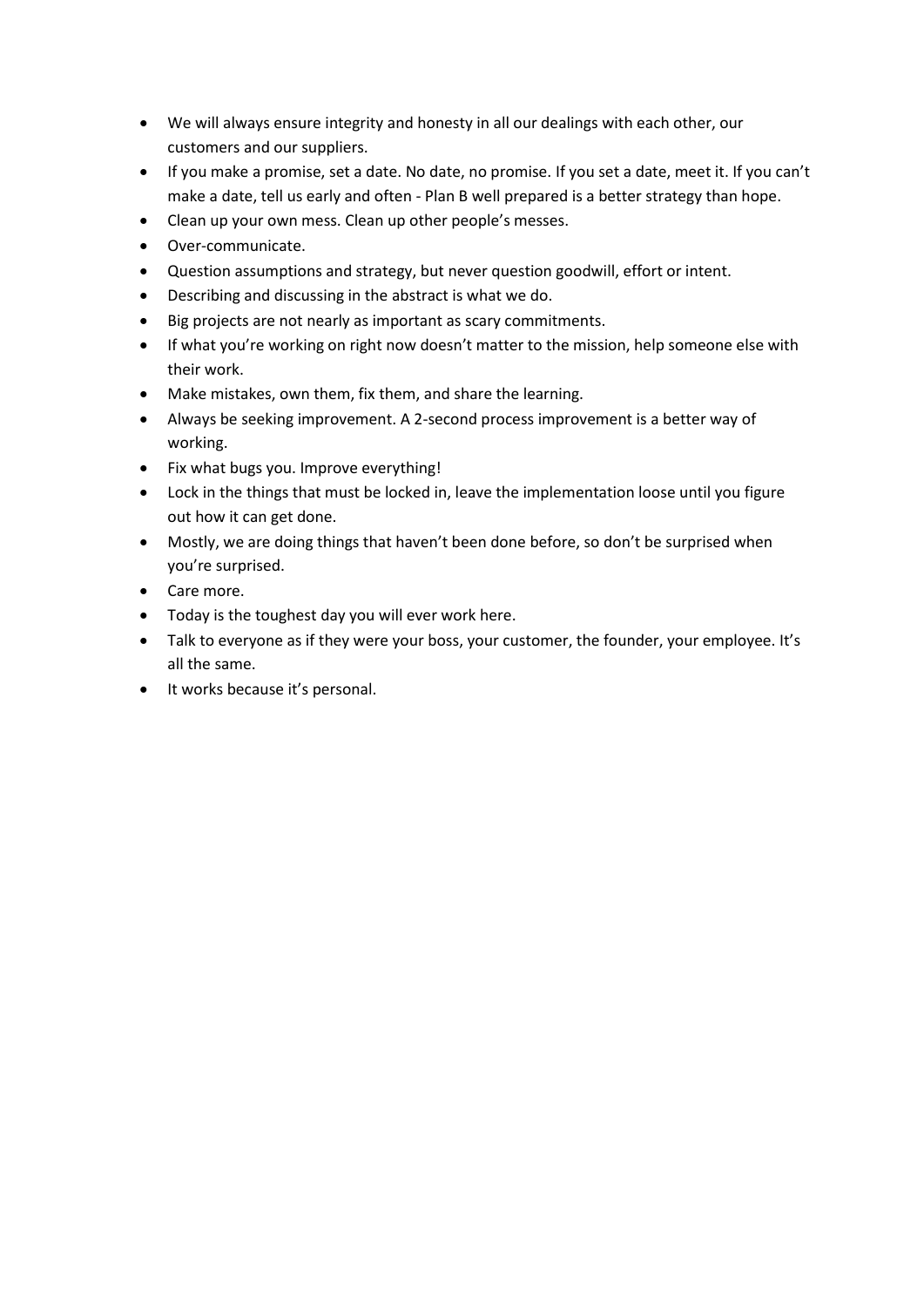- We will always ensure integrity and honesty in all our dealings with each other, our customers and our suppliers.
- If you make a promise, set a date. No date, no promise. If you set a date, meet it. If you can't make a date, tell us early and often - Plan B well prepared is a better strategy than hope.
- Clean up your own mess. Clean up other people's messes.
- Over-communicate.
- Question assumptions and strategy, but never question goodwill, effort or intent.
- Describing and discussing in the abstract is what we do.
- Big projects are not nearly as important as scary commitments.
- If what you're working on right now doesn't matter to the mission, help someone else with their work.
- Make mistakes, own them, fix them, and share the learning.
- Always be seeking improvement. A 2-second process improvement is a better way of working.
- Fix what bugs you. Improve everything!
- Lock in the things that must be locked in, leave the implementation loose until you figure out how it can get done.
- Mostly, we are doing things that haven't been done before, so don't be surprised when you're surprised.
- Care more.
- Today is the toughest day you will ever work here.
- Talk to everyone as if they were your boss, your customer, the founder, your employee. It's all the same.
- It works because it's personal.